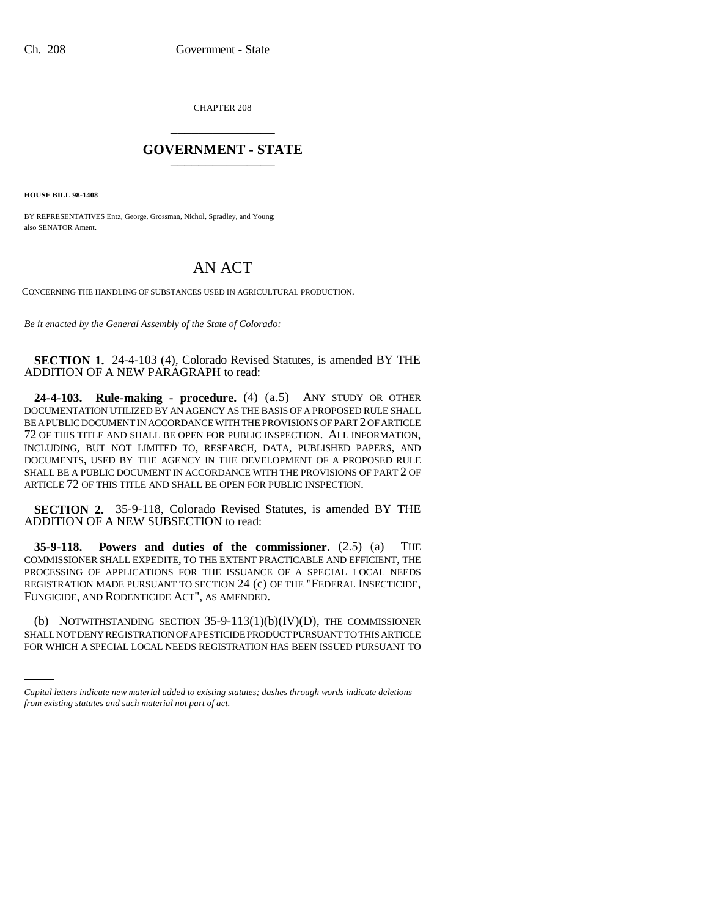CHAPTER 208

# GOVERNMENT - STATE

**HOUSE BILL 98-1408**

BY REPRESENTATIVES Entz, George, Grossman, Nichol, Spradley, and Young;
also SENATOR Ament.

# AN ACT

CONCERNING THE HANDLING OF SUBSTANCES USED IN AGRICULTURAL PRODUCTION.

*Be it enacted by the General Assembly of the State of Colorado:*

**SECTION 1.** 24-4-103 (4), Colorado Revised Statutes, is amended BY THE ADDITION OF A NEW PARAGRAPH to read:

**24-4-103. Rule-making - procedure.** (4) (a.5) ANY STUDY OR OTHER DOCUMENTATION UTILIZED BY AN AGENCY AS THE BASIS OF A PROPOSED RULE SHALL BE A PUBLIC DOCUMENT IN ACCORDANCE WITH THE PROVISIONS OF PART 2 OF ARTICLE 72 OF THIS TITLE AND SHALL BE OPEN FOR PUBLIC INSPECTION. ALL INFORMATION, INCLUDING, BUT NOT LIMITED TO, RESEARCH, DATA, PUBLISHED PAPERS, AND DOCUMENTS, USED BY THE AGENCY IN THE DEVELOPMENT OF A PROPOSED RULE SHALL BE A PUBLIC DOCUMENT IN ACCORDANCE WITH THE PROVISIONS OF PART 2 OF ARTICLE 72 OF THIS TITLE AND SHALL BE OPEN FOR PUBLIC INSPECTION.

**SECTION 2.** 35-9-118, Colorado Revised Statutes, is amended BY THE ADDITION OF A NEW SUBSECTION to read:

**35-9-118. Powers and duties of the commissioner.** (2.5) (a) THE COMMISSIONER SHALL EXPEDITE, TO THE EXTENT PRACTICABLE AND EFFICIENT, THE PROCESSING OF APPLICATIONS FOR THE ISSUANCE OF A SPECIAL LOCAL NEEDS REGISTRATION MADE PURSUANT TO SECTION 24 (c) OF THE "FEDERAL INSECTICIDE, FUNGICIDE, AND RODENTICIDE ACT", AS AMENDED.

(b) NOTWITHSTANDING SECTION 35-9-113(1)(b)(IV)(D), THE COMMISSIONER SHALL NOT DENY REGISTRATION OF A PESTICIDE PRODUCT PURSUANT TO THIS ARTICLE FOR WHICH A SPECIAL LOCAL NEEDS REGISTRATION HAS BEEN ISSUED PURSUANT TO

*Capital letters indicate new material added to existing statutes; dashes through words indicate deletions from existing statutes and such material not part of act.*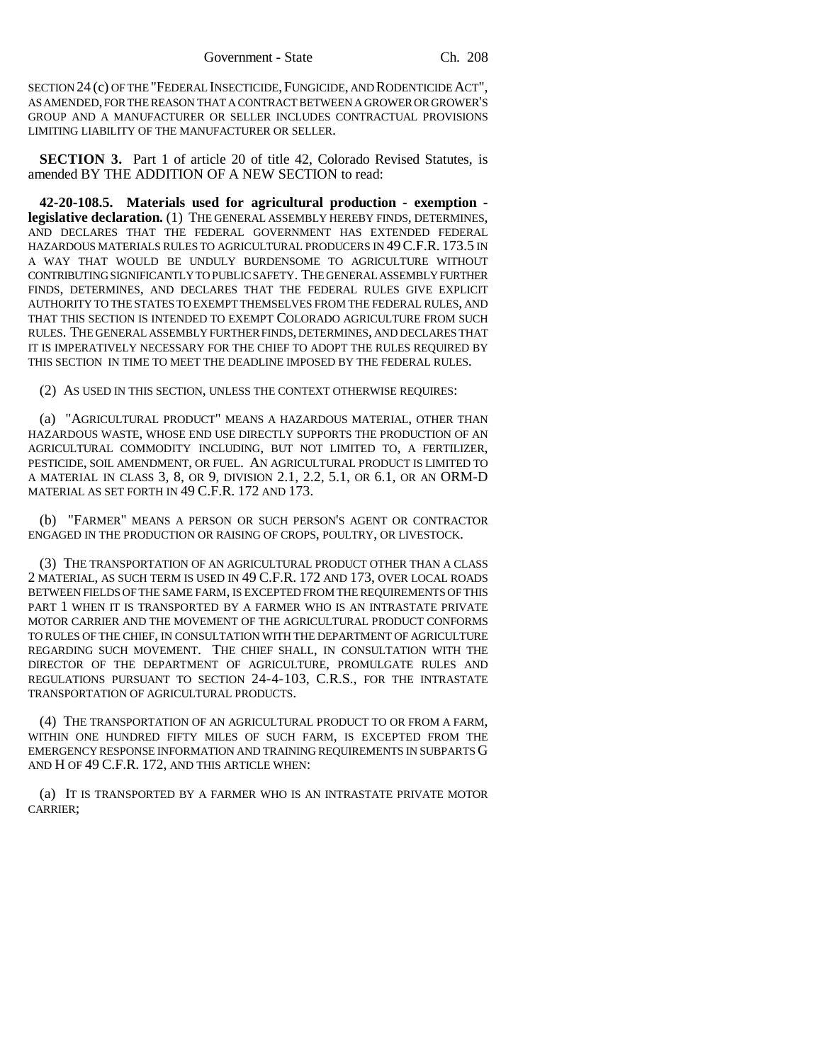SECTION 24 (c) OF THE "FEDERAL INSECTICIDE, FUNGICIDE, AND RODENTICIDE ACT", AS AMENDED, FOR THE REASON THAT A CONTRACT BETWEEN A GROWER OR GROWER'S GROUP AND A MANUFACTURER OR SELLER INCLUDES CONTRACTUAL PROVISIONS LIMITING LIABILITY OF THE MANUFACTURER OR SELLER.

**SECTION 3.** Part 1 of article 20 of title 42, Colorado Revised Statutes, is amended BY THE ADDITION OF A NEW SECTION to read:

**42-20-108.5. Materials used for agricultural production - exemption - legislative declaration.** (1) THE GENERAL ASSEMBLY HEREBY FINDS, DETERMINES, AND DECLARES THAT THE FEDERAL GOVERNMENT HAS EXTENDED FEDERAL HAZARDOUS MATERIALS RULES TO AGRICULTURAL PRODUCERS IN 49 C.F.R. 173.5 IN A WAY THAT WOULD BE UNDULY BURDENSOME TO AGRICULTURE WITHOUT CONTRIBUTING SIGNIFICANTLY TO PUBLIC SAFETY. THE GENERAL ASSEMBLY FURTHER FINDS, DETERMINES, AND DECLARES THAT THE FEDERAL RULES GIVE EXPLICIT AUTHORITY TO THE STATES TO EXEMPT THEMSELVES FROM THE FEDERAL RULES, AND THAT THIS SECTION IS INTENDED TO EXEMPT COLORADO AGRICULTURE FROM SUCH RULES. THE GENERAL ASSEMBLY FURTHER FINDS, DETERMINES, AND DECLARES THAT IT IS IMPERATIVELY NECESSARY FOR THE CHIEF TO ADOPT THE RULES REQUIRED BY THIS SECTION IN TIME TO MEET THE DEADLINE IMPOSED BY THE FEDERAL RULES.

(2) AS USED IN THIS SECTION, UNLESS THE CONTEXT OTHERWISE REQUIRES:

(a) "AGRICULTURAL PRODUCT" MEANS A HAZARDOUS MATERIAL, OTHER THAN HAZARDOUS WASTE, WHOSE END USE DIRECTLY SUPPORTS THE PRODUCTION OF AN AGRICULTURAL COMMODITY INCLUDING, BUT NOT LIMITED TO, A FERTILIZER, PESTICIDE, SOIL AMENDMENT, OR FUEL. AN AGRICULTURAL PRODUCT IS LIMITED TO A MATERIAL IN CLASS 3, 8, OR 9, DIVISION 2.1, 2.2, 5.1, OR 6.1, OR AN ORM-D MATERIAL AS SET FORTH IN 49 C.F.R. 172 AND 173.

(b) "FARMER" MEANS A PERSON OR SUCH PERSON'S AGENT OR CONTRACTOR ENGAGED IN THE PRODUCTION OR RAISING OF CROPS, POULTRY, OR LIVESTOCK.

(3) THE TRANSPORTATION OF AN AGRICULTURAL PRODUCT OTHER THAN A CLASS 2 MATERIAL, AS SUCH TERM IS USED IN 49 C.F.R. 172 AND 173, OVER LOCAL ROADS BETWEEN FIELDS OF THE SAME FARM, IS EXCEPTED FROM THE REQUIREMENTS OF THIS PART 1 WHEN IT IS TRANSPORTED BY A FARMER WHO IS AN INTRASTATE PRIVATE MOTOR CARRIER AND THE MOVEMENT OF THE AGRICULTURAL PRODUCT CONFORMS TO RULES OF THE CHIEF, IN CONSULTATION WITH THE DEPARTMENT OF AGRICULTURE REGARDING SUCH MOVEMENT. THE CHIEF SHALL, IN CONSULTATION WITH THE DIRECTOR OF THE DEPARTMENT OF AGRICULTURE, PROMULGATE RULES AND REGULATIONS PURSUANT TO SECTION 24-4-103, C.R.S., FOR THE INTRASTATE TRANSPORTATION OF AGRICULTURAL PRODUCTS.

(4) THE TRANSPORTATION OF AN AGRICULTURAL PRODUCT TO OR FROM A FARM, WITHIN ONE HUNDRED FIFTY MILES OF SUCH FARM, IS EXCEPTED FROM THE EMERGENCY RESPONSE INFORMATION AND TRAINING REQUIREMENTS IN SUBPARTS G AND H OF 49 C.F.R. 172, AND THIS ARTICLE WHEN:

(a) IT IS TRANSPORTED BY A FARMER WHO IS AN INTRASTATE PRIVATE MOTOR CARRIER;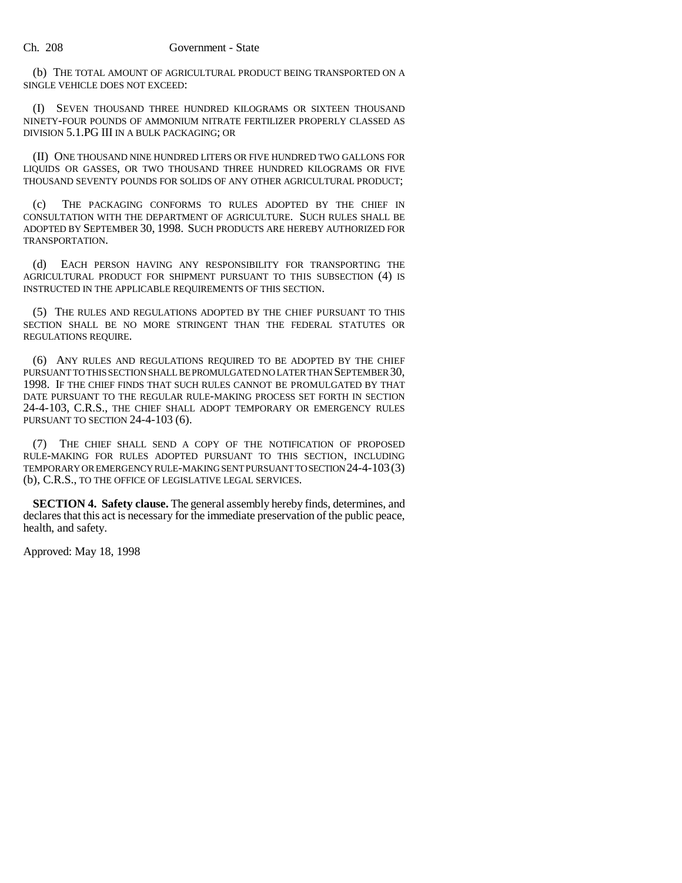(b) THE TOTAL AMOUNT OF AGRICULTURAL PRODUCT BEING TRANSPORTED ON A SINGLE VEHICLE DOES NOT EXCEED:

(I) SEVEN THOUSAND THREE HUNDRED KILOGRAMS OR SIXTEEN THOUSAND NINETY-FOUR POUNDS OF AMMONIUM NITRATE FERTILIZER PROPERLY CLASSED AS DIVISION 5.1.PG III IN A BULK PACKAGING; OR

(II) ONE THOUSAND NINE HUNDRED LITERS OR FIVE HUNDRED TWO GALLONS FOR LIQUIDS OR GASSES, OR TWO THOUSAND THREE HUNDRED KILOGRAMS OR FIVE THOUSAND SEVENTY POUNDS FOR SOLIDS OF ANY OTHER AGRICULTURAL PRODUCT;

(c) THE PACKAGING CONFORMS TO RULES ADOPTED BY THE CHIEF IN CONSULTATION WITH THE DEPARTMENT OF AGRICULTURE. SUCH RULES SHALL BE ADOPTED BY SEPTEMBER 30, 1998. SUCH PRODUCTS ARE HEREBY AUTHORIZED FOR TRANSPORTATION.

(d) EACH PERSON HAVING ANY RESPONSIBILITY FOR TRANSPORTING THE AGRICULTURAL PRODUCT FOR SHIPMENT PURSUANT TO THIS SUBSECTION (4) IS INSTRUCTED IN THE APPLICABLE REQUIREMENTS OF THIS SECTION.

(5) THE RULES AND REGULATIONS ADOPTED BY THE CHIEF PURSUANT TO THIS SECTION SHALL BE NO MORE STRINGENT THAN THE FEDERAL STATUTES OR REGULATIONS REQUIRE.

(6) ANY RULES AND REGULATIONS REQUIRED TO BE ADOPTED BY THE CHIEF PURSUANT TO THIS SECTION SHALL BE PROMULGATED NO LATER THAN SEPTEMBER 30, 1998. IF THE CHIEF FINDS THAT SUCH RULES CANNOT BE PROMULGATED BY THAT DATE PURSUANT TO THE REGULAR RULE-MAKING PROCESS SET FORTH IN SECTION 24-4-103, C.R.S., THE CHIEF SHALL ADOPT TEMPORARY OR EMERGENCY RULES PURSUANT TO SECTION 24-4-103 (6).

(7) THE CHIEF SHALL SEND A COPY OF THE NOTIFICATION OF PROPOSED RULE-MAKING FOR RULES ADOPTED PURSUANT TO THIS SECTION, INCLUDING TEMPORARY OR EMERGENCY RULE-MAKING SENT PURSUANT TO SECTION 24-4-103 (3) (b), C.R.S., TO THE OFFICE OF LEGISLATIVE LEGAL SERVICES.

**SECTION 4. Safety clause.** The general assembly hereby finds, determines, and declares that this act is necessary for the immediate preservation of the public peace, health, and safety.

Approved: May 18, 1998